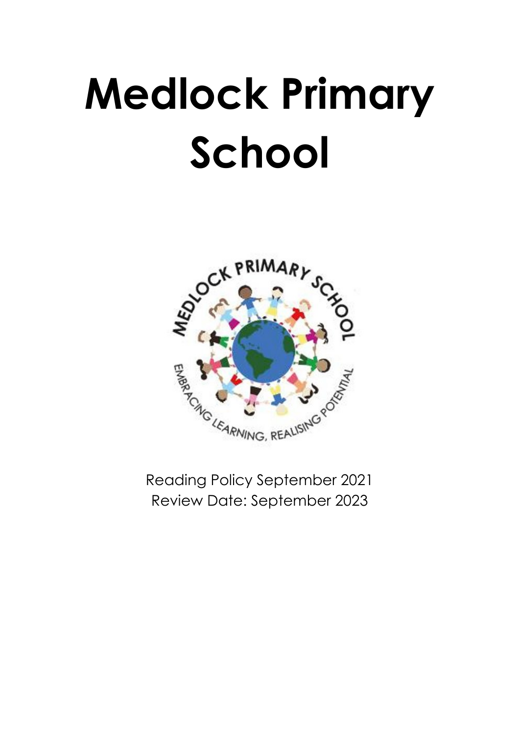# Medlock Primary School

Reading Policy September 2021
Review Date: September 2023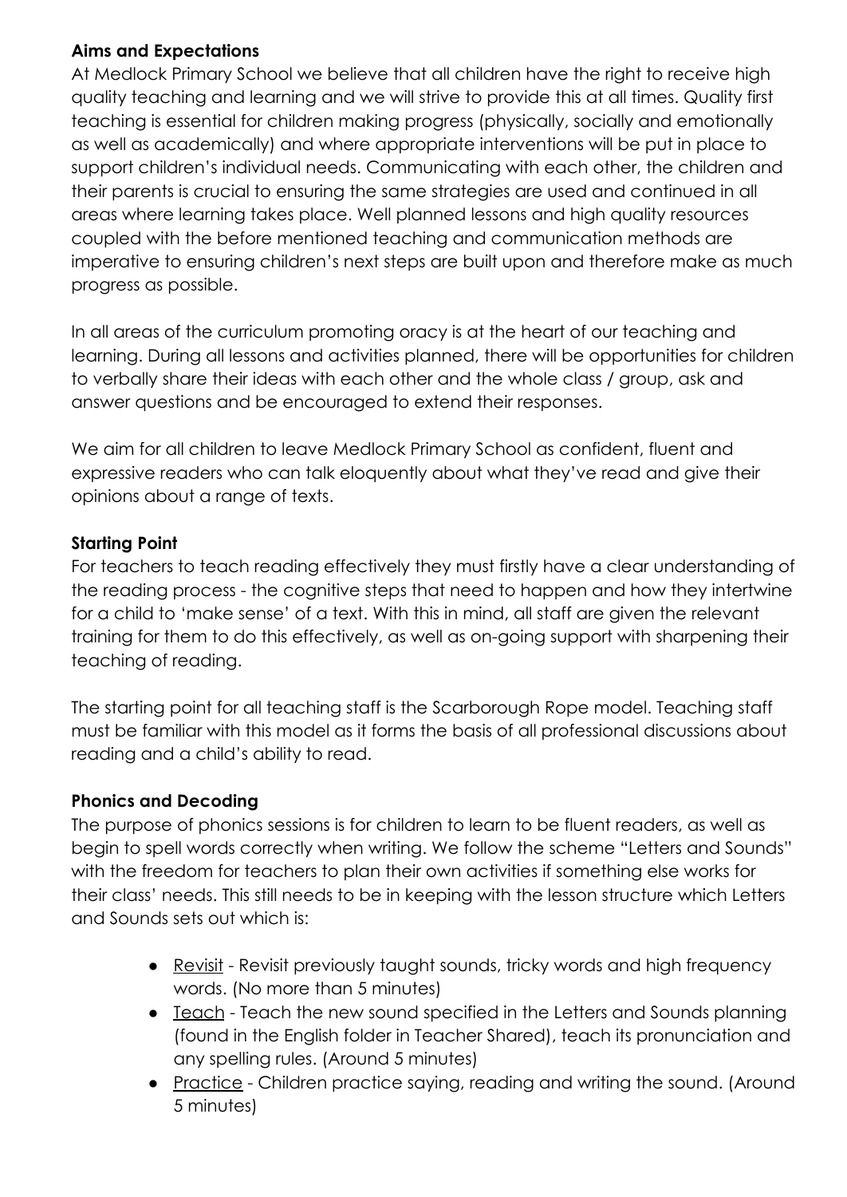**Aims and Expectations**

At Medlock Primary School we believe that all children have the right to receive high quality teaching and learning and we will strive to provide this at all times. Quality first teaching is essential for children making progress (physically, socially and emotionally as well as academically) and where appropriate interventions will be put in place to support children's individual needs. Communicating with each other, the children and their parents is crucial to ensuring the same strategies are used and continued in all areas where learning takes place. Well planned lessons and high quality resources coupled with the before mentioned teaching and communication methods are imperative to ensuring children's next steps are built upon and therefore make as much progress as possible.

In all areas of the curriculum promoting oracy is at the heart of our teaching and learning. During all lessons and activities planned, there will be opportunities for children to verbally share their ideas with each other and the whole class / group, ask and answer questions and be encouraged to extend their responses.

We aim for all children to leave Medlock Primary School as confident, fluent and expressive readers who can talk eloquently about what they've read and give their opinions about a range of texts.

**Starting Point**

For teachers to teach reading effectively they must firstly have a clear understanding of the reading process - the cognitive steps that need to happen and how they intertwine for a child to 'make sense' of a text. With this in mind, all staff are given the relevant training for them to do this effectively, as well as on-going support with sharpening their teaching of reading.

The starting point for all teaching staff is the Scarborough Rope model. Teaching staff must be familiar with this model as it forms the basis of all professional discussions about reading and a child's ability to read.

**Phonics and Decoding**

The purpose of phonics sessions is for children to learn to be fluent readers, as well as begin to spell words correctly when writing. We follow the scheme "Letters and Sounds" with the freedom for teachers to plan their own activities if something else works for their class' needs. This still needs to be in keeping with the lesson structure which Letters and Sounds sets out which is:

- Revisit - Revisit previously taught sounds, tricky words and high frequency words. (No more than 5 minutes)
- Teach - Teach the new sound specified in the Letters and Sounds planning (found in the English folder in Teacher Shared), teach its pronunciation and any spelling rules. (Around 5 minutes)
- Practice - Children practice saying, reading and writing the sound. (Around 5 minutes)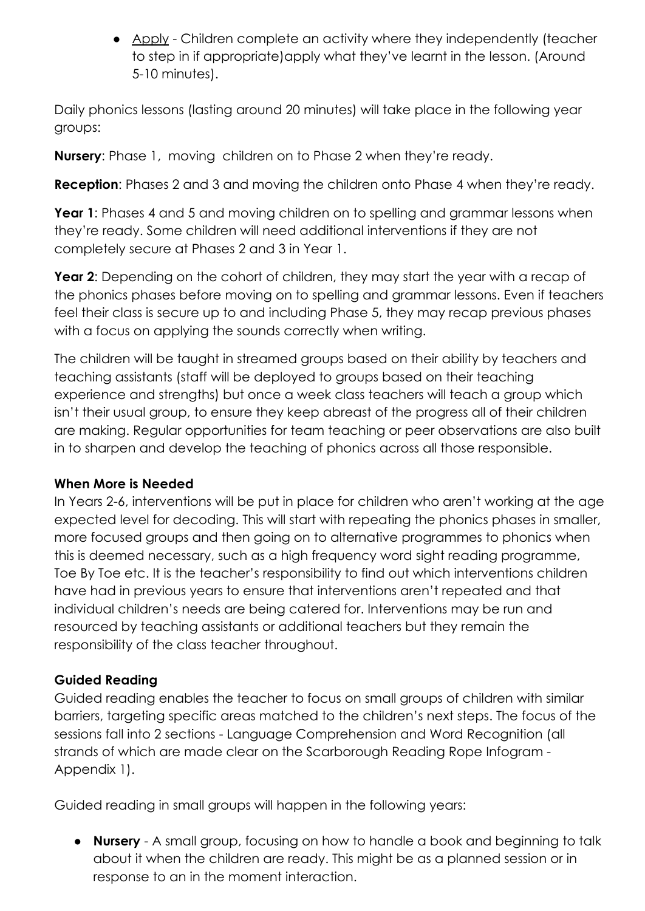- Apply - Children complete an activity where they independently (teacher to step in if appropriate)apply what they've learnt in the lesson. (Around 5-10 minutes).

Daily phonics lessons (lasting around 20 minutes) will take place in the following year groups:

**Nursery**: Phase 1, moving children on to Phase 2 when they're ready.

**Reception**: Phases 2 and 3 and moving the children onto Phase 4 when they're ready.

**Year 1**: Phases 4 and 5 and moving children on to spelling and grammar lessons when they're ready. Some children will need additional interventions if they are not completely secure at Phases 2 and 3 in Year 1.

**Year 2**: Depending on the cohort of children, they may start the year with a recap of the phonics phases before moving on to spelling and grammar lessons. Even if teachers feel their class is secure up to and including Phase 5, they may recap previous phases with a focus on applying the sounds correctly when writing.

The children will be taught in streamed groups based on their ability by teachers and teaching assistants (staff will be deployed to groups based on their teaching experience and strengths) but once a week class teachers will teach a group which isn't their usual group, to ensure they keep abreast of the progress all of their children are making. Regular opportunities for team teaching or peer observations are also built in to sharpen and develop the teaching of phonics across all those responsible.

**When More is Needed**

In Years 2-6, interventions will be put in place for children who aren't working at the age expected level for decoding. This will start with repeating the phonics phases in smaller, more focused groups and then going on to alternative programmes to phonics when this is deemed necessary, such as a high frequency word sight reading programme, Toe By Toe etc. It is the teacher's responsibility to find out which interventions children have had in previous years to ensure that interventions aren't repeated and that individual children's needs are being catered for. Interventions may be run and resourced by teaching assistants or additional teachers but they remain the responsibility of the class teacher throughout.

**Guided Reading**

Guided reading enables the teacher to focus on small groups of children with similar barriers, targeting specific areas matched to the children's next steps. The focus of the sessions fall into 2 sections - Language Comprehension and Word Recognition (all strands of which are made clear on the Scarborough Reading Rope Infogram - Appendix 1).

Guided reading in small groups will happen in the following years:

- **Nursery** - A small group, focusing on how to handle a book and beginning to talk about it when the children are ready. This might be as a planned session or in response to an in the moment interaction.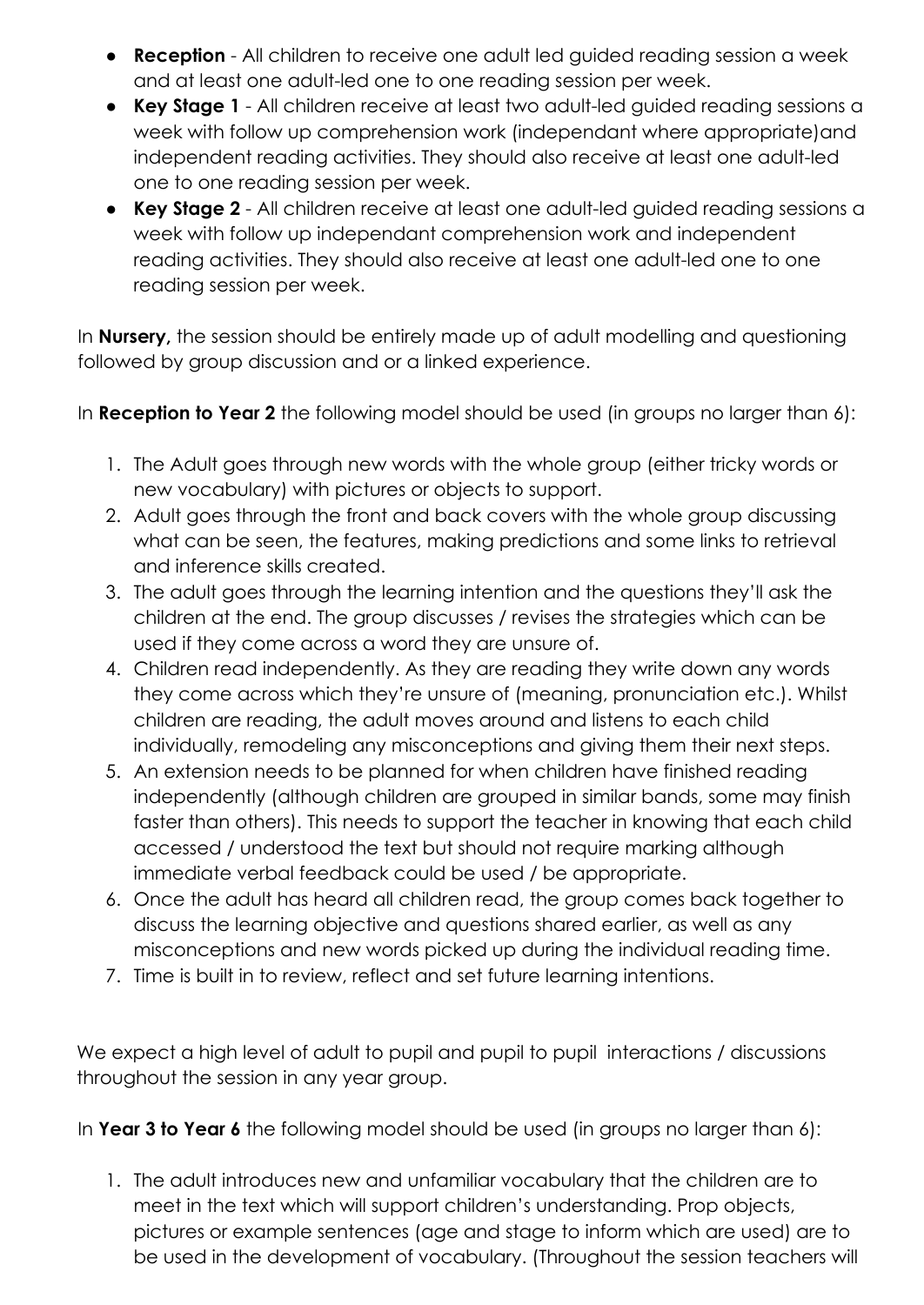- **Reception** - All children to receive one adult led guided reading session a week and at least one adult-led one to one reading session per week.
- **Key Stage 1** - All children receive at least two adult-led guided reading sessions a week with follow up comprehension work (independant where appropriate)and independent reading activities. They should also receive at least one adult-led one to one reading session per week.
- **Key Stage 2** - All children receive at least one adult-led guided reading sessions a week with follow up independant comprehension work and independent reading activities. They should also receive at least one adult-led one to one reading session per week.

In **Nursery,** the session should be entirely made up of adult modelling and questioning followed by group discussion and or a linked experience.

In **Reception to Year 2** the following model should be used (in groups no larger than 6):

1. The Adult goes through new words with the whole group (either tricky words or new vocabulary) with pictures or objects to support.
2. Adult goes through the front and back covers with the whole group discussing what can be seen, the features, making predictions and some links to retrieval and inference skills created.
3. The adult goes through the learning intention and the questions they'll ask the children at the end. The group discusses / revises the strategies which can be used if they come across a word they are unsure of.
4. Children read independently. As they are reading they write down any words they come across which they're unsure of (meaning, pronunciation etc.). Whilst children are reading, the adult moves around and listens to each child individually, remodeling any misconceptions and giving them their next steps.
5. An extension needs to be planned for when children have finished reading independently (although children are grouped in similar bands, some may finish faster than others). This needs to support the teacher in knowing that each child accessed / understood the text but should not require marking although immediate verbal feedback could be used / be appropriate.
6. Once the adult has heard all children read, the group comes back together to discuss the learning objective and questions shared earlier, as well as any misconceptions and new words picked up during the individual reading time.
7. Time is built in to review, reflect and set future learning intentions.

We expect a high level of adult to pupil and pupil to pupil interactions / discussions throughout the session in any year group.

In **Year 3 to Year 6** the following model should be used (in groups no larger than 6):

1. The adult introduces new and unfamiliar vocabulary that the children are to meet in the text which will support children's understanding. Prop objects, pictures or example sentences (age and stage to inform which are used) are to be used in the development of vocabulary. (Throughout the session teachers will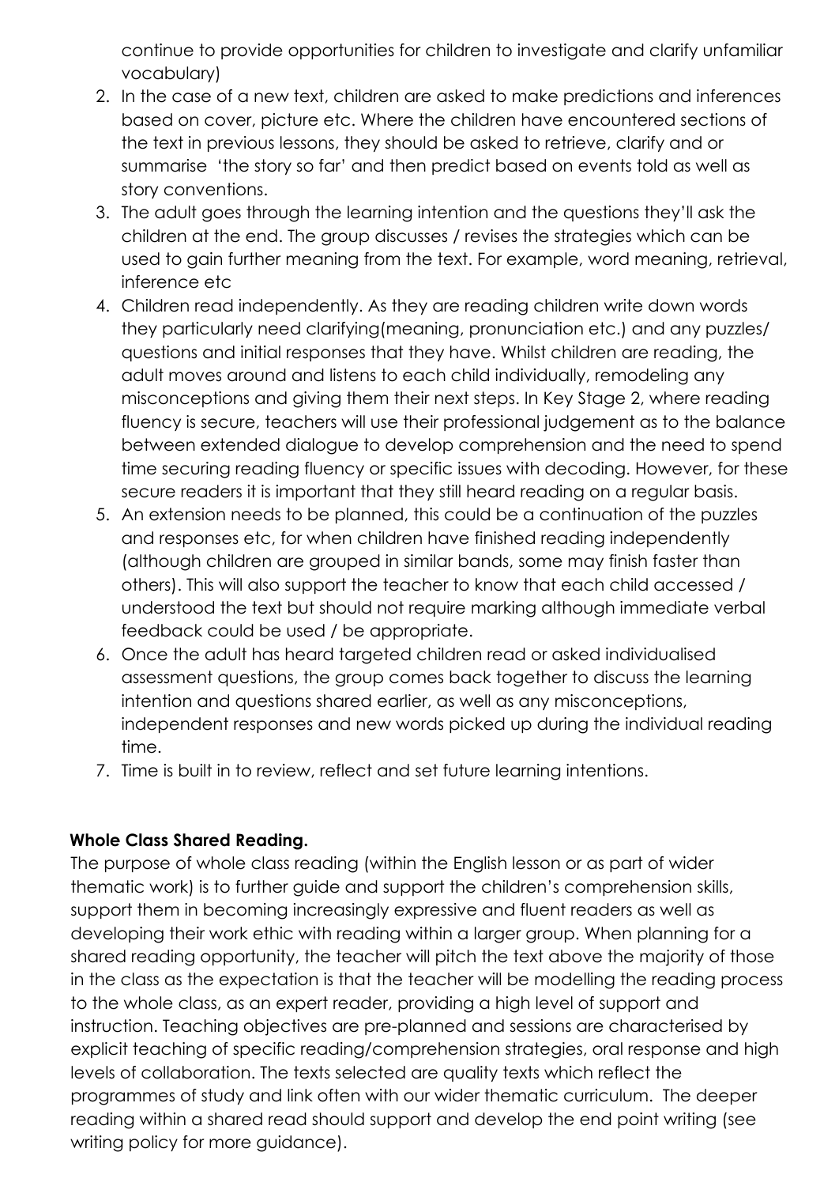continue to provide opportunities for children to investigate and clarify unfamiliar vocabulary)

2. In the case of a new text, children are asked to make predictions and inferences based on cover, picture etc. Where the children have encountered sections of the text in previous lessons, they should be asked to retrieve, clarify and or summarise 'the story so far' and then predict based on events told as well as story conventions.
3. The adult goes through the learning intention and the questions they'll ask the children at the end. The group discusses / revises the strategies which can be used to gain further meaning from the text. For example, word meaning, retrieval, inference etc
4. Children read independently. As they are reading children write down words they particularly need clarifying(meaning, pronunciation etc.) and any puzzles/ questions and initial responses that they have. Whilst children are reading, the adult moves around and listens to each child individually, remodeling any misconceptions and giving them their next steps. In Key Stage 2, where reading fluency is secure, teachers will use their professional judgement as to the balance between extended dialogue to develop comprehension and the need to spend time securing reading fluency or specific issues with decoding. However, for these secure readers it is important that they still heard reading on a regular basis.
5. An extension needs to be planned, this could be a continuation of the puzzles and responses etc, for when children have finished reading independently (although children are grouped in similar bands, some may finish faster than others). This will also support the teacher to know that each child accessed / understood the text but should not require marking although immediate verbal feedback could be used / be appropriate.
6. Once the adult has heard targeted children read or asked individualised assessment questions, the group comes back together to discuss the learning intention and questions shared earlier, as well as any misconceptions, independent responses and new words picked up during the individual reading time.
7. Time is built in to review, reflect and set future learning intentions.

**Whole Class Shared Reading.**

The purpose of whole class reading (within the English lesson or as part of wider thematic work) is to further guide and support the children's comprehension skills, support them in becoming increasingly expressive and fluent readers as well as developing their work ethic with reading within a larger group. When planning for a shared reading opportunity, the teacher will pitch the text above the majority of those in the class as the expectation is that the teacher will be modelling the reading process to the whole class, as an expert reader, providing a high level of support and instruction. Teaching objectives are pre-planned and sessions are characterised by explicit teaching of specific reading/comprehension strategies, oral response and high levels of collaboration. The texts selected are quality texts which reflect the programmes of study and link often with our wider thematic curriculum. The deeper reading within a shared read should support and develop the end point writing (see writing policy for more guidance).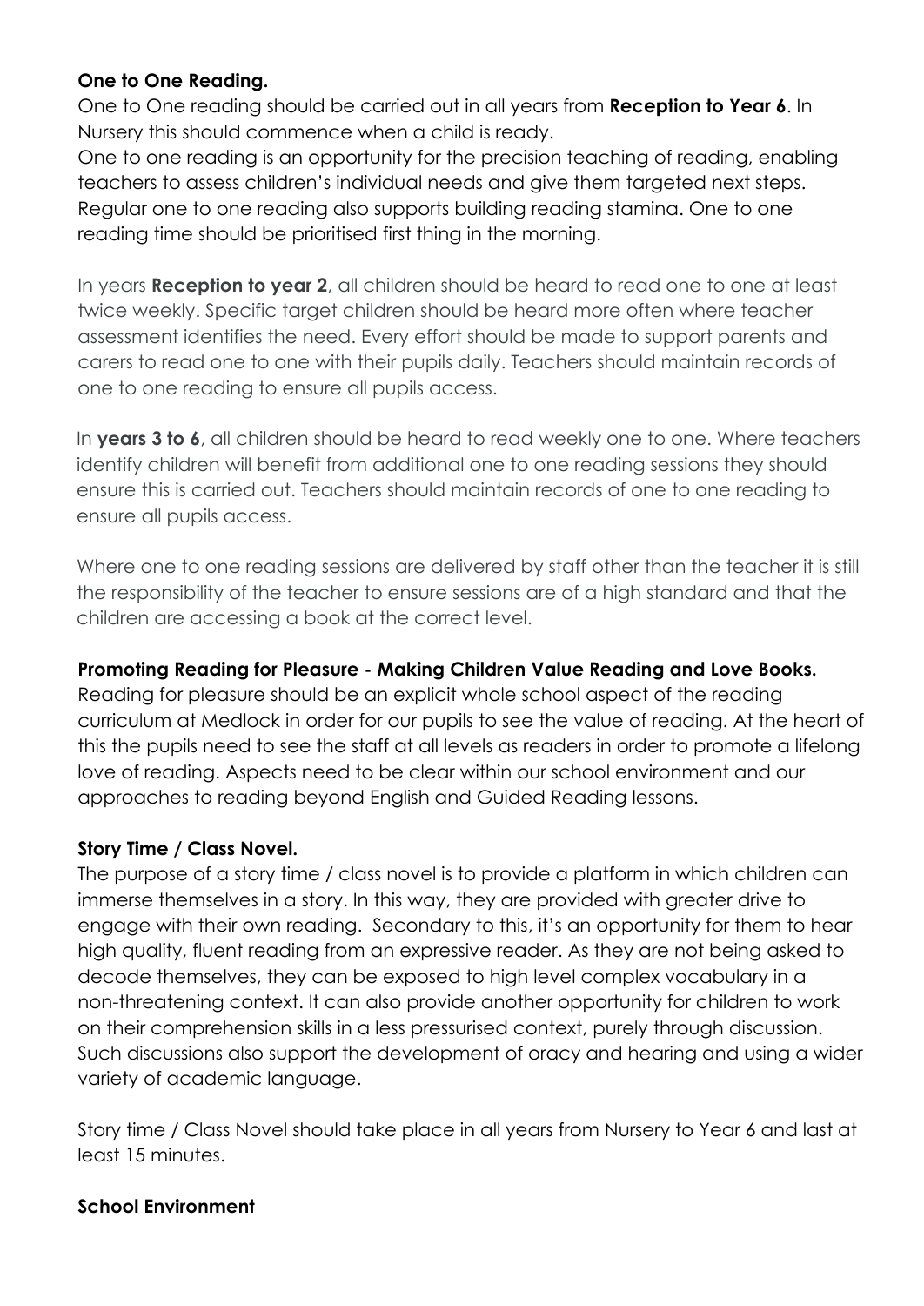**One to One Reading.**

One to One reading should be carried out in all years from **Reception to Year 6**. In Nursery this should commence when a child is ready.

One to one reading is an opportunity for the precision teaching of reading, enabling teachers to assess children's individual needs and give them targeted next steps. Regular one to one reading also supports building reading stamina. One to one reading time should be prioritised first thing in the morning.

In years **Reception to year 2**, all children should be heard to read one to one at least twice weekly. Specific target children should be heard more often where teacher assessment identifies the need. Every effort should be made to support parents and carers to read one to one with their pupils daily. Teachers should maintain records of one to one reading to ensure all pupils access.

In **years 3 to 6**, all children should be heard to read weekly one to one. Where teachers identify children will benefit from additional one to one reading sessions they should ensure this is carried out. Teachers should maintain records of one to one reading to ensure all pupils access.

Where one to one reading sessions are delivered by staff other than the teacher it is still the responsibility of the teacher to ensure sessions are of a high standard and that the children are accessing a book at the correct level.

**Promoting Reading for Pleasure - Making Children Value Reading and Love Books.**

Reading for pleasure should be an explicit whole school aspect of the reading curriculum at Medlock in order for our pupils to see the value of reading. At the heart of this the pupils need to see the staff at all levels as readers in order to promote a lifelong love of reading. Aspects need to be clear within our school environment and our approaches to reading beyond English and Guided Reading lessons.

**Story Time / Class Novel.**

The purpose of a story time / class novel is to provide a platform in which children can immerse themselves in a story. In this way, they are provided with greater drive to engage with their own reading. Secondary to this, it's an opportunity for them to hear high quality, fluent reading from an expressive reader. As they are not being asked to decode themselves, they can be exposed to high level complex vocabulary in a non-threatening context. It can also provide another opportunity for children to work on their comprehension skills in a less pressurised context, purely through discussion. Such discussions also support the development of oracy and hearing and using a wider variety of academic language.

Story time / Class Novel should take place in all years from Nursery to Year 6 and last at least 15 minutes.

**School Environment**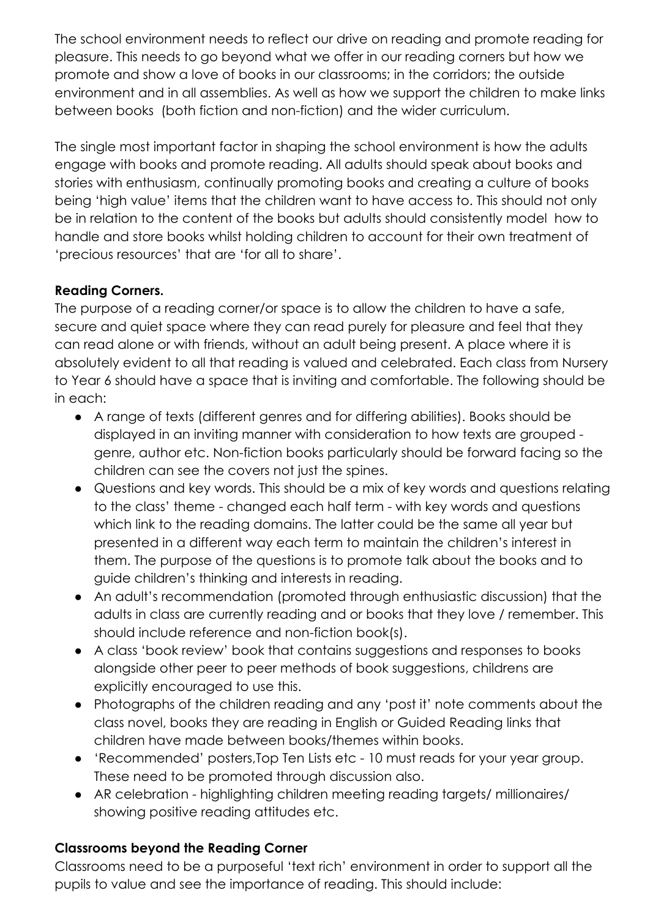The school environment needs to reflect our drive on reading and promote reading for pleasure. This needs to go beyond what we offer in our reading corners but how we promote and show a love of books in our classrooms; in the corridors; the outside environment and in all assemblies. As well as how we support the children to make links between books (both fiction and non-fiction) and the wider curriculum.

The single most important factor in shaping the school environment is how the adults engage with books and promote reading. All adults should speak about books and stories with enthusiasm, continually promoting books and creating a culture of books being 'high value' items that the children want to have access to. This should not only be in relation to the content of the books but adults should consistently model how to handle and store books whilst holding children to account for their own treatment of 'precious resources' that are 'for all to share'.

**Reading Corners.**

The purpose of a reading corner/or space is to allow the children to have a safe, secure and quiet space where they can read purely for pleasure and feel that they can read alone or with friends, without an adult being present. A place where it is absolutely evident to all that reading is valued and celebrated. Each class from Nursery to Year 6 should have a space that is inviting and comfortable. The following should be in each:

- A range of texts (different genres and for differing abilities). Books should be displayed in an inviting manner with consideration to how texts are grouped - genre, author etc. Non-fiction books particularly should be forward facing so the children can see the covers not just the spines.
- Questions and key words. This should be a mix of key words and questions relating to the class' theme - changed each half term - with key words and questions which link to the reading domains. The latter could be the same all year but presented in a different way each term to maintain the children's interest in them. The purpose of the questions is to promote talk about the books and to guide children's thinking and interests in reading.
- An adult's recommendation (promoted through enthusiastic discussion) that the adults in class are currently reading and or books that they love / remember. This should include reference and non-fiction book(s).
- A class 'book review' book that contains suggestions and responses to books alongside other peer to peer methods of book suggestions, childrens are explicitly encouraged to use this.
- Photographs of the children reading and any 'post it' note comments about the class novel, books they are reading in English or Guided Reading links that children have made between books/themes within books.
- 'Recommended' posters,Top Ten Lists etc - 10 must reads for your year group. These need to be promoted through discussion also.
- AR celebration - highlighting children meeting reading targets/ millionaires/ showing positive reading attitudes etc.

**Classrooms beyond the Reading Corner**

Classrooms need to be a purposeful 'text rich' environment in order to support all the pupils to value and see the importance of reading. This should include: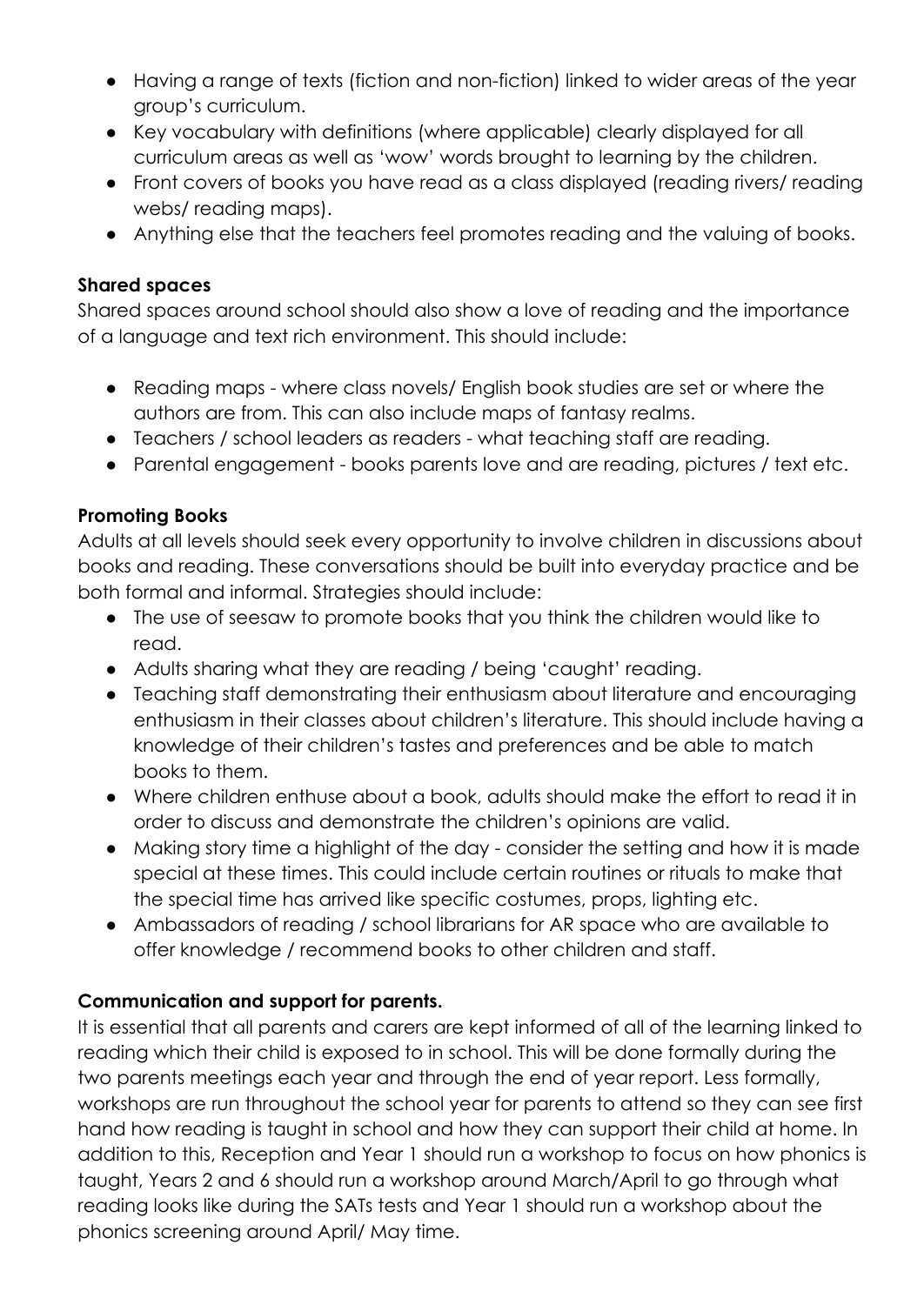- Having a range of texts (fiction and non-fiction) linked to wider areas of the year group's curriculum.
- Key vocabulary with definitions (where applicable) clearly displayed for all curriculum areas as well as 'wow' words brought to learning by the children.
- Front covers of books you have read as a class displayed (reading rivers/ reading webs/ reading maps).
- Anything else that the teachers feel promotes reading and the valuing of books.

**Shared spaces**

Shared spaces around school should also show a love of reading and the importance of a language and text rich environment. This should include:

- Reading maps - where class novels/ English book studies are set or where the authors are from. This can also include maps of fantasy realms.
- Teachers / school leaders as readers - what teaching staff are reading.
- Parental engagement - books parents love and are reading, pictures / text etc.

**Promoting Books**

Adults at all levels should seek every opportunity to involve children in discussions about books and reading. These conversations should be built into everyday practice and be both formal and informal. Strategies should include:

- The use of seesaw to promote books that you think the children would like to read.
- Adults sharing what they are reading / being 'caught' reading.
- Teaching staff demonstrating their enthusiasm about literature and encouraging enthusiasm in their classes about children's literature. This should include having a knowledge of their children's tastes and preferences and be able to match books to them.
- Where children enthuse about a book, adults should make the effort to read it in order to discuss and demonstrate the children's opinions are valid.
- Making story time a highlight of the day - consider the setting and how it is made special at these times. This could include certain routines or rituals to make that the special time has arrived like specific costumes, props, lighting etc.
- Ambassadors of reading / school librarians for AR space who are available to offer knowledge / recommend books to other children and staff.

**Communication and support for parents.**

It is essential that all parents and carers are kept informed of all of the learning linked to reading which their child is exposed to in school. This will be done formally during the two parents meetings each year and through the end of year report. Less formally, workshops are run throughout the school year for parents to attend so they can see first hand how reading is taught in school and how they can support their child at home. In addition to this, Reception and Year 1 should run a workshop to focus on how phonics is taught, Years 2 and 6 should run a workshop around March/April to go through what reading looks like during the SATs tests and Year 1 should run a workshop about the phonics screening around April/ May time.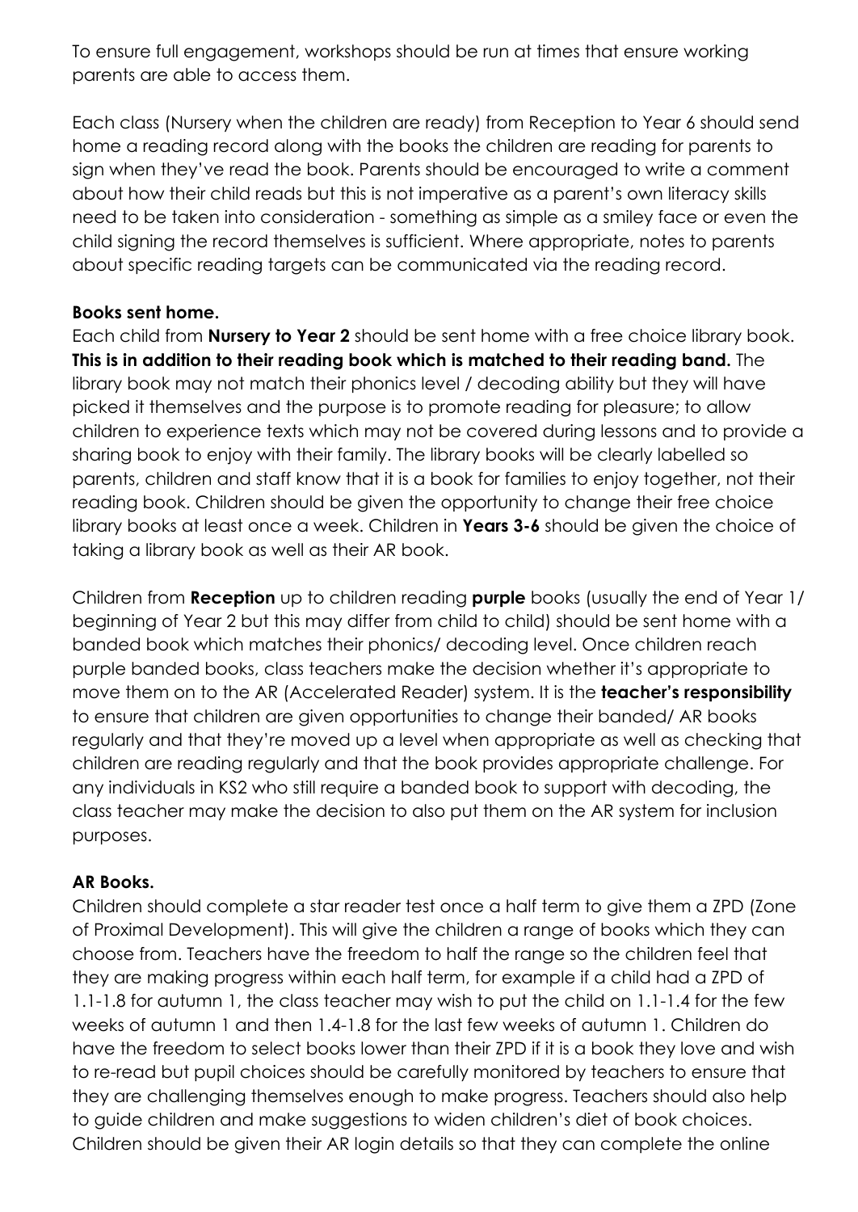To ensure full engagement, workshops should be run at times that ensure working parents are able to access them.

Each class (Nursery when the children are ready) from Reception to Year 6 should send home a reading record along with the books the children are reading for parents to sign when they've read the book. Parents should be encouraged to write a comment about how their child reads but this is not imperative as a parent's own literacy skills need to be taken into consideration - something as simple as a smiley face or even the child signing the record themselves is sufficient. Where appropriate, notes to parents about specific reading targets can be communicated via the reading record.

**Books sent home.**

Each child from **Nursery to Year 2** should be sent home with a free choice library book. **This is in addition to their reading book which is matched to their reading band.** The library book may not match their phonics level / decoding ability but they will have picked it themselves and the purpose is to promote reading for pleasure; to allow children to experience texts which may not be covered during lessons and to provide a sharing book to enjoy with their family. The library books will be clearly labelled so parents, children and staff know that it is a book for families to enjoy together, not their reading book. Children should be given the opportunity to change their free choice library books at least once a week. Children in **Years 3-6** should be given the choice of taking a library book as well as their AR book.

Children from **Reception** up to children reading **purple** books (usually the end of Year 1/ beginning of Year 2 but this may differ from child to child) should be sent home with a banded book which matches their phonics/ decoding level. Once children reach purple banded books, class teachers make the decision whether it's appropriate to move them on to the AR (Accelerated Reader) system. It is the **teacher's responsibility** to ensure that children are given opportunities to change their banded/ AR books regularly and that they're moved up a level when appropriate as well as checking that children are reading regularly and that the book provides appropriate challenge. For any individuals in KS2 who still require a banded book to support with decoding, the class teacher may make the decision to also put them on the AR system for inclusion purposes.

**AR Books.**

Children should complete a star reader test once a half term to give them a ZPD (Zone of Proximal Development). This will give the children a range of books which they can choose from. Teachers have the freedom to half the range so the children feel that they are making progress within each half term, for example if a child had a ZPD of 1.1-1.8 for autumn 1, the class teacher may wish to put the child on 1.1-1.4 for the few weeks of autumn 1 and then 1.4-1.8 for the last few weeks of autumn 1. Children do have the freedom to select books lower than their ZPD if it is a book they love and wish to re-read but pupil choices should be carefully monitored by teachers to ensure that they are challenging themselves enough to make progress. Teachers should also help to guide children and make suggestions to widen children's diet of book choices. Children should be given their AR login details so that they can complete the online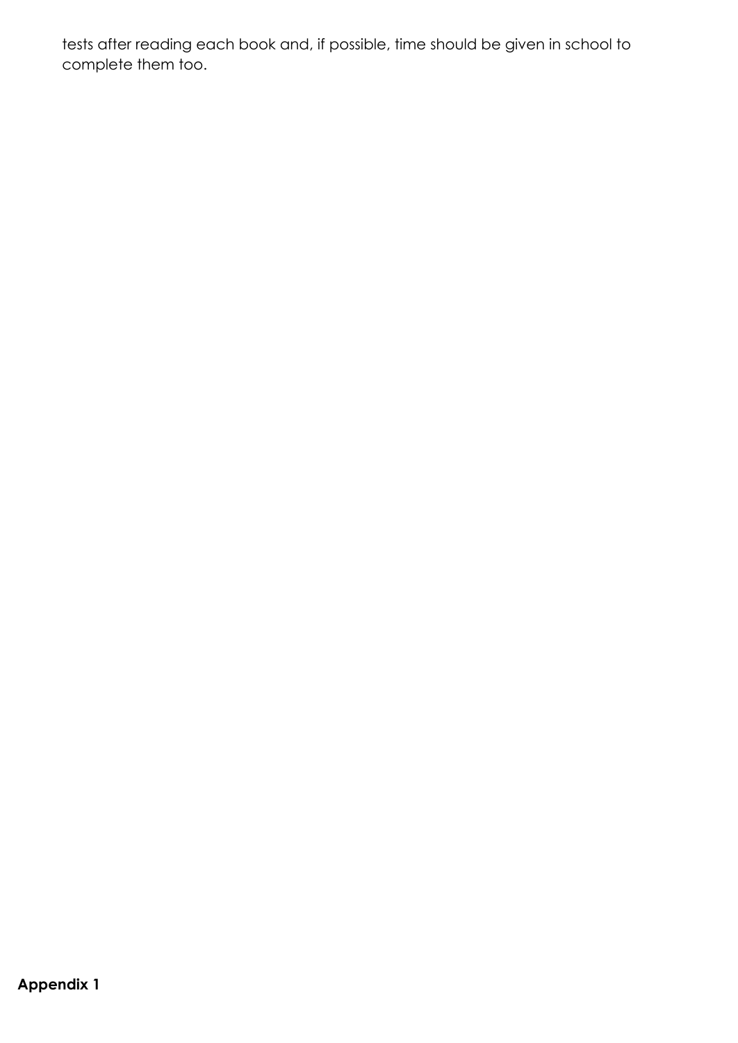tests after reading each book and, if possible, time should be given in school to complete them too.

**Appendix 1**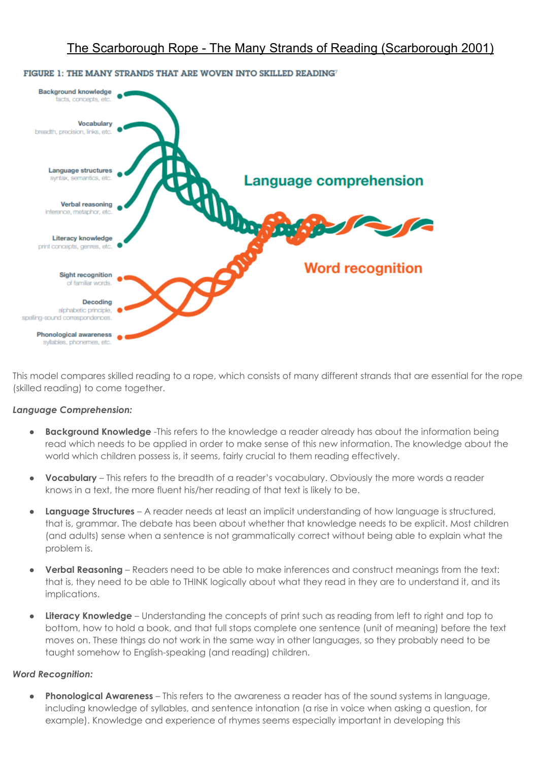# The Scarborough Rope - The Many Strands of Reading (Scarborough 2001)

FIGURE 1: THE MANY STRANDS THAT ARE WOVEN INTO SKILLED READING[7]

This model compares skilled reading to a rope, which consists of many different strands that are essential for the rope (skilled reading) to come together.

***Language Comprehension:***

- **Background Knowledge** -This refers to the knowledge a reader already has about the information being read which needs to be applied in order to make sense of this new information. The knowledge about the world which children possess is, it seems, fairly crucial to them reading effectively.

- **Vocabulary** – This refers to the breadth of a reader's vocabulary. Obviously the more words a reader knows in a text, the more fluent his/her reading of that text is likely to be.

- **Language Structures** – A reader needs at least an implicit understanding of how language is structured, that is, grammar. The debate has been about whether that knowledge needs to be explicit. Most children (and adults) sense when a sentence is not grammatically correct without being able to explain what the problem is.

- **Verbal Reasoning** – Readers need to be able to make inferences and construct meanings from the text: that is, they need to be able to THINK logically about what they read in they are to understand it, and its implications.

- **Literacy Knowledge** – Understanding the concepts of print such as reading from left to right and top to bottom, how to hold a book, and that full stops complete one sentence (unit of meaning) before the text moves on. These things do not work in the same way in other languages, so they probably need to be taught somehow to English-speaking (and reading) children.

***Word Recognition:***

- **Phonological Awareness** – This refers to the awareness a reader has of the sound systems in language, including knowledge of syllables, and sentence intonation (a rise in voice when asking a question, for example). Knowledge and experience of rhymes seems especially important in developing this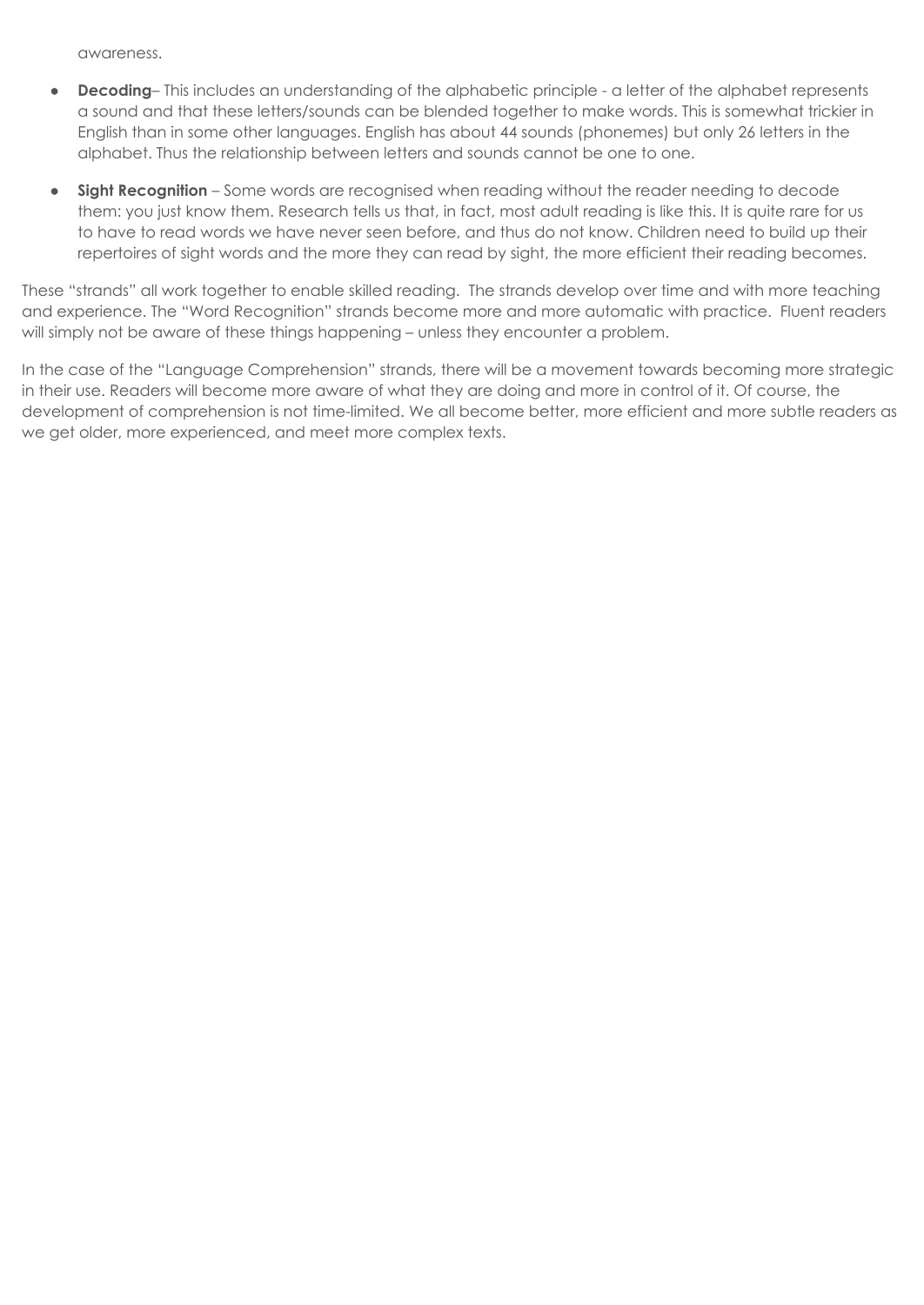awareness.

- **Decoding**– This includes an understanding of the alphabetic principle - a letter of the alphabet represents a sound and that these letters/sounds can be blended together to make words. This is somewhat trickier in English than in some other languages. English has about 44 sounds (phonemes) but only 26 letters in the alphabet. Thus the relationship between letters and sounds cannot be one to one.

- **Sight Recognition** – Some words are recognised when reading without the reader needing to decode them: you just know them. Research tells us that, in fact, most adult reading is like this. It is quite rare for us to have to read words we have never seen before, and thus do not know. Children need to build up their repertoires of sight words and the more they can read by sight, the more efficient their reading becomes.

These "strands" all work together to enable skilled reading. The strands develop over time and with more teaching and experience. The "Word Recognition" strands become more and more automatic with practice. Fluent readers will simply not be aware of these things happening – unless they encounter a problem.

In the case of the "Language Comprehension" strands, there will be a movement towards becoming more strategic in their use. Readers will become more aware of what they are doing and more in control of it. Of course, the development of comprehension is not time-limited. We all become better, more efficient and more subtle readers as we get older, more experienced, and meet more complex texts.